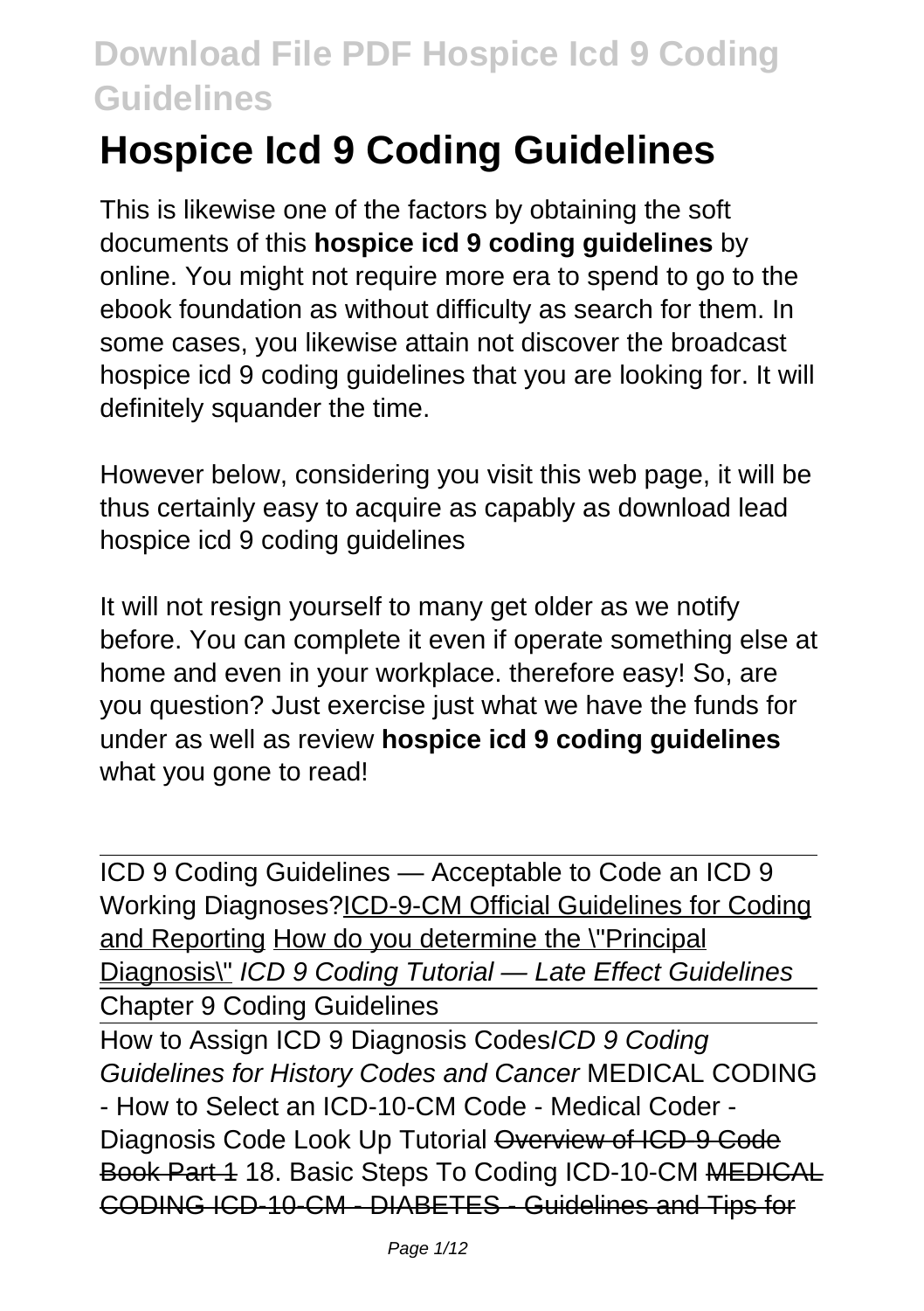# Hospice Icd 9 Coding Guidelines

This is likewise one of the factors by obtaining the soft documents of this **hospice icd 9 coding guidelines** by online. You might not require more era to spend to go to the ebook foundation as without difficulty as search for them. In some cases, you likewise attain not discover the broadcast hospice icd 9 coding guidelines that you are looking for. It will definitely squander the time.

However below, considering you visit this web page, it will be thus certainly easy to acquire as capably as download lead hospice icd 9 coding guidelines

It will not resign yourself to many get older as we notify before. You can complete it even if operate something else at home and even in your workplace. therefore easy! So, are you question? Just exercise just what we have the funds for under as well as review **hospice icd 9 coding guidelines** what you gone to read!

ICD 9 Coding Guidelines — Acceptable to Code an ICD 9 Working Diagnoses?ICD-9-CM Official Guidelines for Coding and Reporting How do you determine the "Principal Diagnosis" *ICD 9 Coding Tutorial — Late Effect Guidelines* Chapter 9 Coding Guidelines

How to Assign ICD 9 Diagnosis Codes*ICD 9 Coding Guidelines for History Codes and Cancer* MEDICAL CODING - How to Select an ICD-10-CM Code - Medical Coder - Diagnosis Code Look Up Tutorial ~~Overview of ICD-9 Code Book Part 1~~ 18. Basic Steps To Coding ICD-10-CM ~~MEDICAL CODING ICD-10-CM - DIABETES - Guidelines and Tips for~~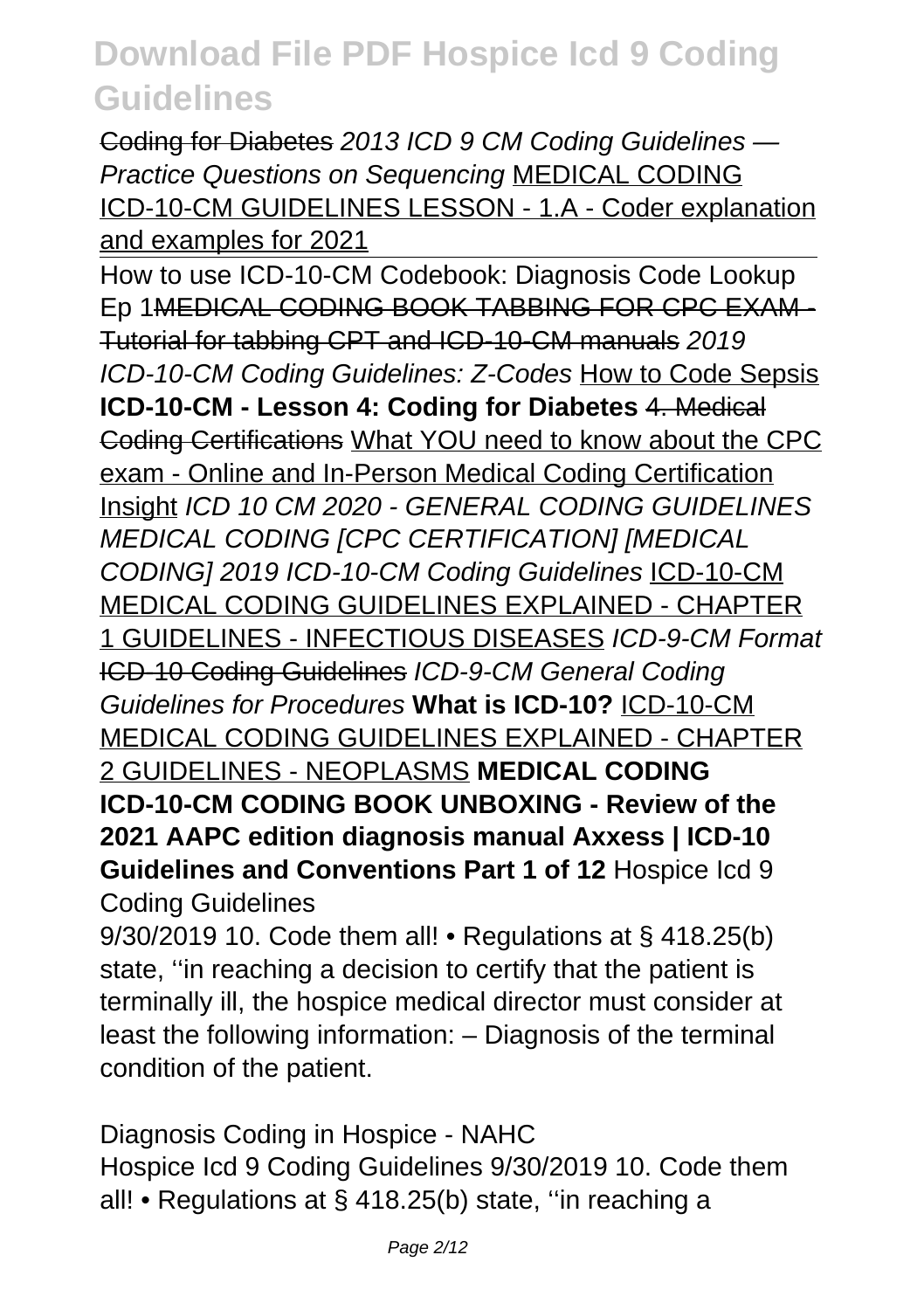Coding for Diabetes *2013 ICD 9 CM Coding Guidelines — Practice Questions on Sequencing* MEDICAL CODING ICD-10-CM GUIDELINES LESSON - 1.A - Coder explanation and examples for 2021

How to use ICD-10-CM Codebook: Diagnosis Code Lookup Ep 1~~MEDICAL CODING BOOK TABBING FOR CPC EXAM - Tutorial for tabbing CPT and ICD-10-CM manuals~~ *2019 ICD-10-CM Coding Guidelines: Z-Codes* How to Code Sepsis **ICD-10-CM - Lesson 4: Coding for Diabetes** ~~4. Medical Coding Certifications~~ What YOU need to know about the CPC exam - Online and In-Person Medical Coding Certification Insight *ICD 10 CM 2020 - GENERAL CODING GUIDELINES MEDICAL CODING [CPC CERTIFICATION] [MEDICAL CODING] 2019 ICD-10-CM Coding Guidelines* ICD-10-CM MEDICAL CODING GUIDELINES EXPLAINED - CHAPTER 1 GUIDELINES - INFECTIOUS DISEASES *ICD-9-CM Format* ~~ICD-10 Coding Guidelines~~ *ICD-9-CM General Coding Guidelines for Procedures* **What is ICD-10?** ICD-10-CM MEDICAL CODING GUIDELINES EXPLAINED - CHAPTER 2 GUIDELINES - NEOPLASMS **MEDICAL CODING ICD-10-CM CODING BOOK UNBOXING - Review of the 2021 AAPC edition diagnosis manual Axxess | ICD-10 Guidelines and Conventions Part 1 of 12** Hospice Icd 9 Coding Guidelines

9/30/2019 10. Code them all! • Regulations at § 418.25(b) state, ''in reaching a decision to certify that the patient is terminally ill, the hospice medical director must consider at least the following information: – Diagnosis of the terminal condition of the patient.

Diagnosis Coding in Hospice - NAHC

Hospice Icd 9 Coding Guidelines 9/30/2019 10. Code them all! • Regulations at § 418.25(b) state, ''in reaching a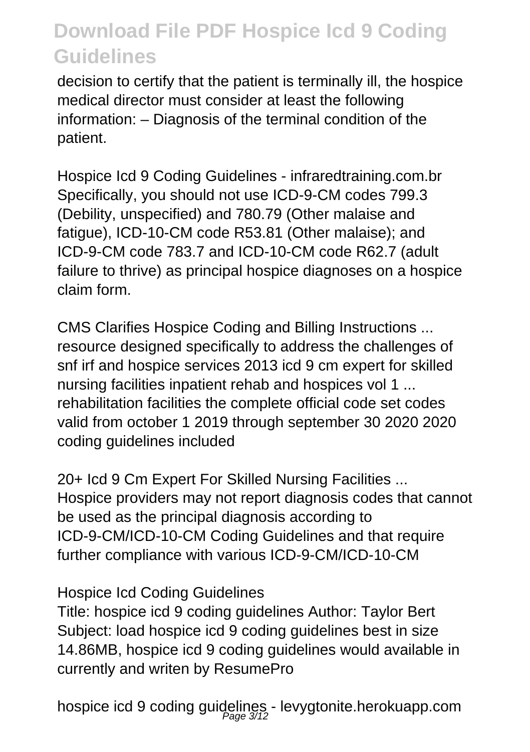decision to certify that the patient is terminally ill, the hospice medical director must consider at least the following information: – Diagnosis of the terminal condition of the patient.

Hospice Icd 9 Coding Guidelines - infraredtraining.com.br
Specifically, you should not use ICD-9-CM codes 799.3 (Debility, unspecified) and 780.79 (Other malaise and fatigue), ICD-10-CM code R53.81 (Other malaise); and ICD-9-CM code 783.7 and ICD-10-CM code R62.7 (adult failure to thrive) as principal hospice diagnoses on a hospice claim form.

CMS Clarifies Hospice Coding and Billing Instructions ...
resource designed specifically to address the challenges of snf irf and hospice services 2013 icd 9 cm expert for skilled nursing facilities inpatient rehab and hospices vol 1 ... rehabilitation facilities the complete official code set codes valid from october 1 2019 through september 30 2020 2020 coding guidelines included

20+ Icd 9 Cm Expert For Skilled Nursing Facilities ...
Hospice providers may not report diagnosis codes that cannot be used as the principal diagnosis according to ICD-9-CM/ICD-10-CM Coding Guidelines and that require further compliance with various ICD-9-CM/ICD-10-CM

Hospice Icd Coding Guidelines
Title: hospice icd 9 coding guidelines Author: Taylor Bert Subject: load hospice icd 9 coding guidelines best in size 14.86MB, hospice icd 9 coding guidelines would available in currently and writen by ResumePro

hospice icd 9 coding guidelines - levygtonite.herokuapp.com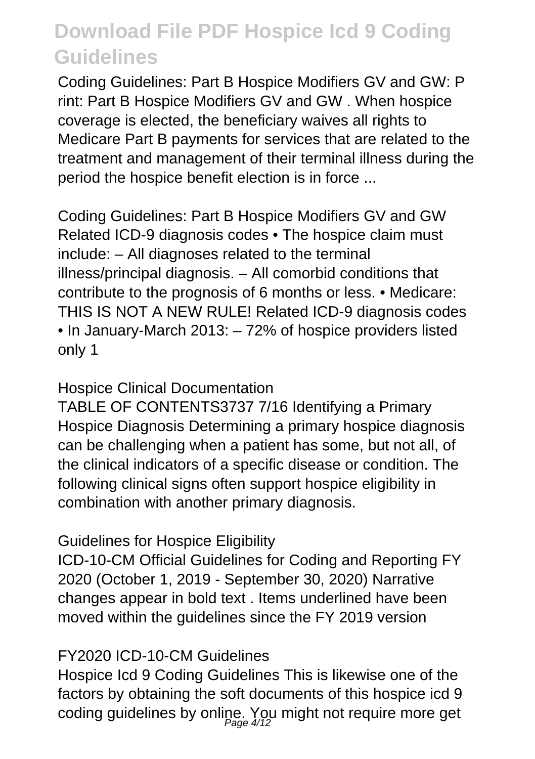Coding Guidelines: Part B Hospice Modifiers GV and GW: P rint: Part B Hospice Modifiers GV and GW . When hospice coverage is elected, the beneficiary waives all rights to Medicare Part B payments for services that are related to the treatment and management of their terminal illness during the period the hospice benefit election is in force ...

Coding Guidelines: Part B Hospice Modifiers GV and GW Related ICD-9 diagnosis codes • The hospice claim must include: – All diagnoses related to the terminal illness/principal diagnosis. – All comorbid conditions that contribute to the prognosis of 6 months or less. • Medicare: THIS IS NOT A NEW RULE! Related ICD-9 diagnosis codes • In January-March 2013: – 72% of hospice providers listed only 1

Hospice Clinical Documentation

TABLE OF CONTENTS3737 7/16 Identifying a Primary Hospice Diagnosis Determining a primary hospice diagnosis can be challenging when a patient has some, but not all, of the clinical indicators of a specific disease or condition. The following clinical signs often support hospice eligibility in combination with another primary diagnosis.

Guidelines for Hospice Eligibility

ICD-10-CM Official Guidelines for Coding and Reporting FY 2020 (October 1, 2019 - September 30, 2020) Narrative changes appear in bold text . Items underlined have been moved within the guidelines since the FY 2019 version

FY2020 ICD-10-CM Guidelines

Hospice Icd 9 Coding Guidelines This is likewise one of the factors by obtaining the soft documents of this hospice icd 9 coding guidelines by online. You might not require more get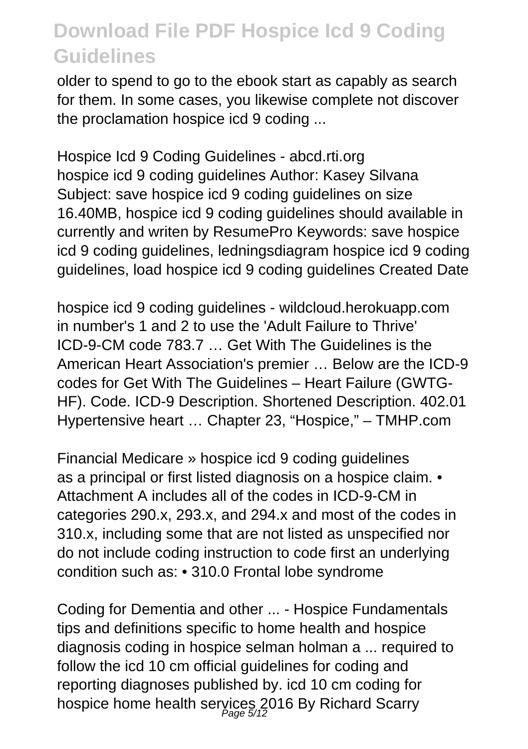older to spend to go to the ebook start as capably as search for them. In some cases, you likewise complete not discover the proclamation hospice icd 9 coding ...

Hospice Icd 9 Coding Guidelines - abcd.rti.org
hospice icd 9 coding guidelines Author: Kasey Silvana Subject: save hospice icd 9 coding guidelines on size 16.40MB, hospice icd 9 coding guidelines should available in currently and writen by ResumePro Keywords: save hospice icd 9 coding guidelines, ledningsdiagram hospice icd 9 coding guidelines, load hospice icd 9 coding guidelines Created Date

hospice icd 9 coding guidelines - wildcloud.herokuapp.com
in number's 1 and 2 to use the 'Adult Failure to Thrive' ICD-9-CM code 783.7 … Get With The Guidelines is the American Heart Association's premier … Below are the ICD-9 codes for Get With The Guidelines – Heart Failure (GWTG-HF). Code. ICD-9 Description. Shortened Description. 402.01 Hypertensive heart … Chapter 23, "Hospice," – TMHP.com

Financial Medicare » hospice icd 9 coding guidelines
as a principal or first listed diagnosis on a hospice claim. • Attachment A includes all of the codes in ICD-9-CM in categories 290.x, 293.x, and 294.x and most of the codes in 310.x, including some that are not listed as unspecified nor do not include coding instruction to code first an underlying condition such as: • 310.0 Frontal lobe syndrome

Coding for Dementia and other ... - Hospice Fundamentals
tips and definitions specific to home health and hospice diagnosis coding in hospice selman holman a ... required to follow the icd 10 cm official guidelines for coding and reporting diagnoses published by. icd 10 cm coding for hospice home health services 2016 By Richard Scarry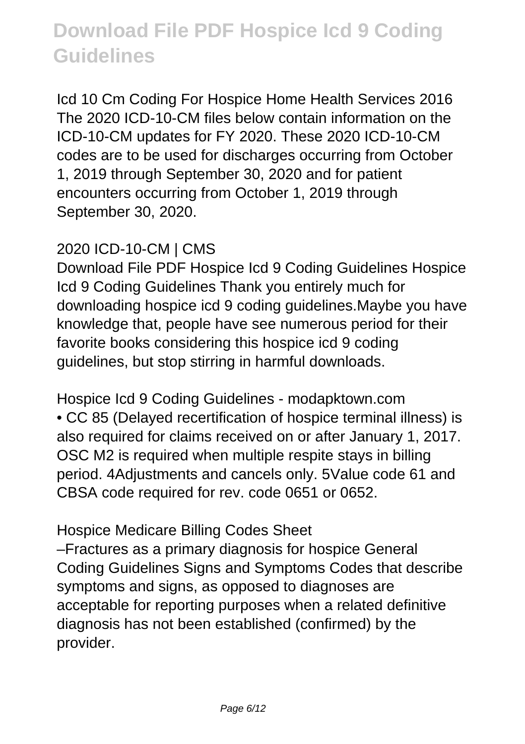Icd 10 Cm Coding For Hospice Home Health Services 2016
The 2020 ICD-10-CM files below contain information on the ICD-10-CM updates for FY 2020. These 2020 ICD-10-CM codes are to be used for discharges occurring from October 1, 2019 through September 30, 2020 and for patient encounters occurring from October 1, 2019 through September 30, 2020.

2020 ICD-10-CM | CMS
Download File PDF Hospice Icd 9 Coding Guidelines Hospice Icd 9 Coding Guidelines Thank you entirely much for downloading hospice icd 9 coding guidelines.Maybe you have knowledge that, people have see numerous period for their favorite books considering this hospice icd 9 coding guidelines, but stop stirring in harmful downloads.

Hospice Icd 9 Coding Guidelines - modapktown.com
• CC 85 (Delayed recertification of hospice terminal illness) is also required for claims received on or after January 1, 2017. OSC M2 is required when multiple respite stays in billing period. 4Adjustments and cancels only. 5Value code 61 and CBSA code required for rev. code 0651 or 0652.

Hospice Medicare Billing Codes Sheet
–Fractures as a primary diagnosis for hospice General Coding Guidelines Signs and Symptoms Codes that describe symptoms and signs, as opposed to diagnoses are acceptable for reporting purposes when a related definitive diagnosis has not been established (confirmed) by the provider.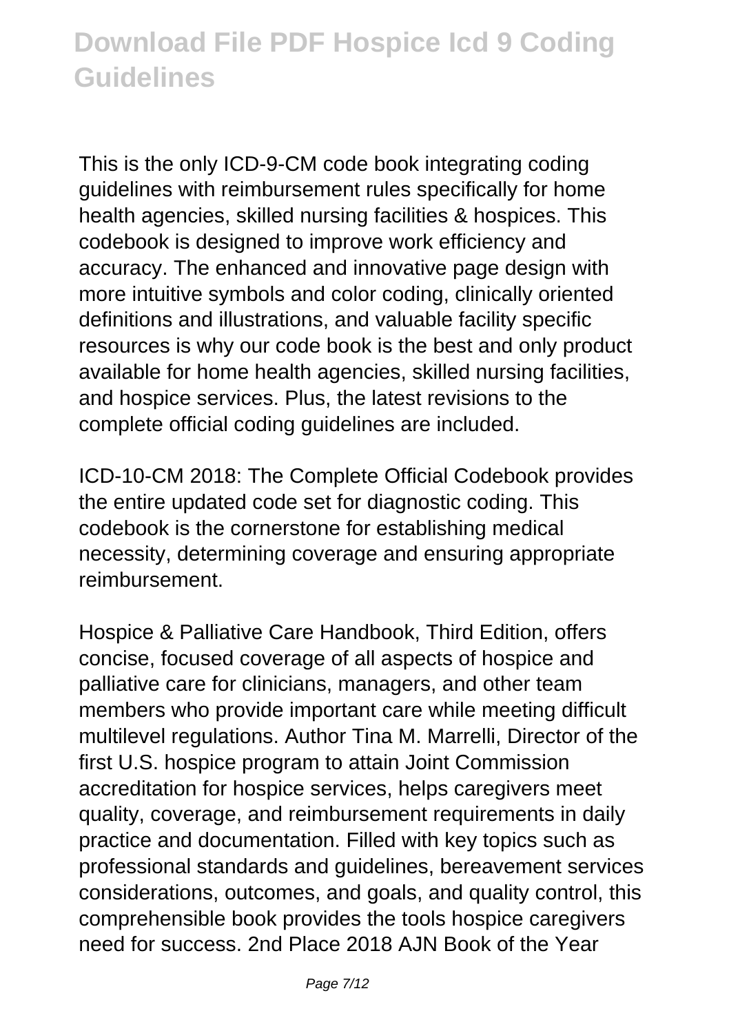This is the only ICD-9-CM code book integrating coding guidelines with reimbursement rules specifically for home health agencies, skilled nursing facilities & hospices. This codebook is designed to improve work efficiency and accuracy. The enhanced and innovative page design with more intuitive symbols and color coding, clinically oriented definitions and illustrations, and valuable facility specific resources is why our code book is the best and only product available for home health agencies, skilled nursing facilities, and hospice services. Plus, the latest revisions to the complete official coding guidelines are included.

ICD-10-CM 2018: The Complete Official Codebook provides the entire updated code set for diagnostic coding. This codebook is the cornerstone for establishing medical necessity, determining coverage and ensuring appropriate reimbursement.

Hospice & Palliative Care Handbook, Third Edition, offers concise, focused coverage of all aspects of hospice and palliative care for clinicians, managers, and other team members who provide important care while meeting difficult multilevel regulations. Author Tina M. Marrelli, Director of the first U.S. hospice program to attain Joint Commission accreditation for hospice services, helps caregivers meet quality, coverage, and reimbursement requirements in daily practice and documentation. Filled with key topics such as professional standards and guidelines, bereavement services considerations, outcomes, and goals, and quality control, this comprehensible book provides the tools hospice caregivers need for success. 2nd Place 2018 AJN Book of the Year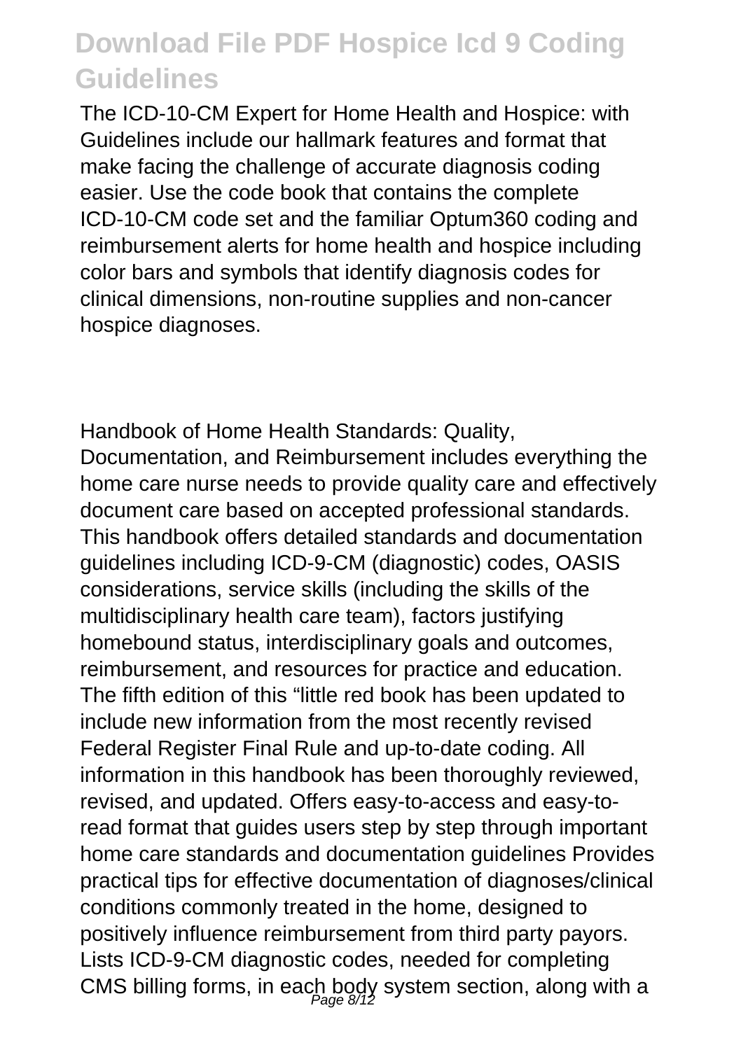The ICD-10-CM Expert for Home Health and Hospice: with Guidelines include our hallmark features and format that make facing the challenge of accurate diagnosis coding easier. Use the code book that contains the complete ICD-10-CM code set and the familiar Optum360 coding and reimbursement alerts for home health and hospice including color bars and symbols that identify diagnosis codes for clinical dimensions, non-routine supplies and non-cancer hospice diagnoses.

Handbook of Home Health Standards: Quality, Documentation, and Reimbursement includes everything the home care nurse needs to provide quality care and effectively document care based on accepted professional standards. This handbook offers detailed standards and documentation guidelines including ICD-9-CM (diagnostic) codes, OASIS considerations, service skills (including the skills of the multidisciplinary health care team), factors justifying homebound status, interdisciplinary goals and outcomes, reimbursement, and resources for practice and education. The fifth edition of this "little red book has been updated to include new information from the most recently revised Federal Register Final Rule and up-to-date coding. All information in this handbook has been thoroughly reviewed, revised, and updated. Offers easy-to-access and easy-to-read format that guides users step by step through important home care standards and documentation guidelines Provides practical tips for effective documentation of diagnoses/clinical conditions commonly treated in the home, designed to positively influence reimbursement from third party payors. Lists ICD-9-CM diagnostic codes, needed for completing CMS billing forms, in each body system section, along with a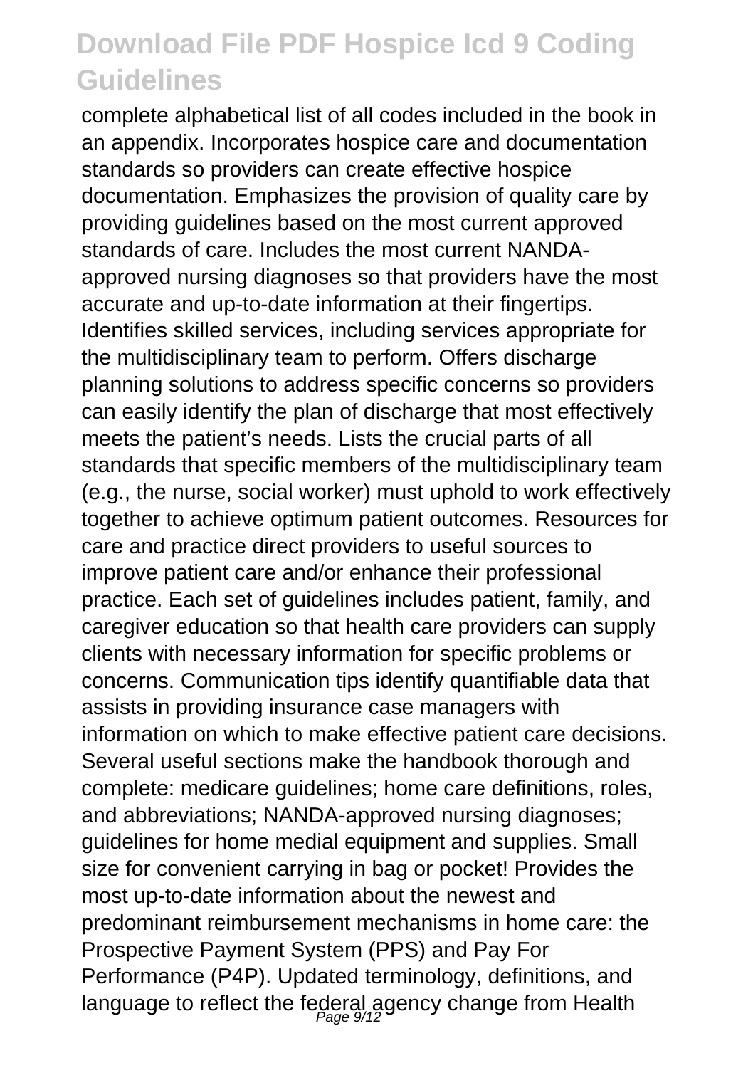complete alphabetical list of all codes included in the book in an appendix. Incorporates hospice care and documentation standards so providers can create effective hospice documentation. Emphasizes the provision of quality care by providing guidelines based on the most current approved standards of care. Includes the most current NANDA-approved nursing diagnoses so that providers have the most accurate and up-to-date information at their fingertips. Identifies skilled services, including services appropriate for the multidisciplinary team to perform. Offers discharge planning solutions to address specific concerns so providers can easily identify the plan of discharge that most effectively meets the patient's needs. Lists the crucial parts of all standards that specific members of the multidisciplinary team (e.g., the nurse, social worker) must uphold to work effectively together to achieve optimum patient outcomes. Resources for care and practice direct providers to useful sources to improve patient care and/or enhance their professional practice. Each set of guidelines includes patient, family, and caregiver education so that health care providers can supply clients with necessary information for specific problems or concerns. Communication tips identify quantifiable data that assists in providing insurance case managers with information on which to make effective patient care decisions. Several useful sections make the handbook thorough and complete: medicare guidelines; home care definitions, roles, and abbreviations; NANDA-approved nursing diagnoses; guidelines for home medial equipment and supplies. Small size for convenient carrying in bag or pocket! Provides the most up-to-date information about the newest and predominant reimbursement mechanisms in home care: the Prospective Payment System (PPS) and Pay For Performance (P4P). Updated terminology, definitions, and language to reflect the federal agency change from Health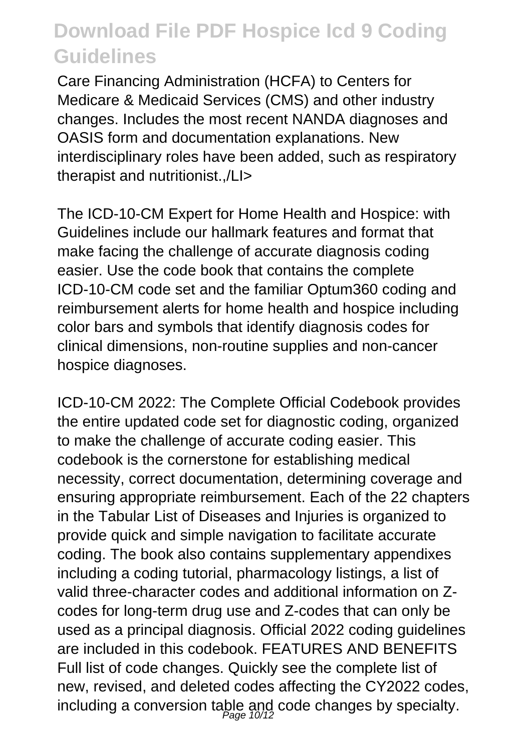Care Financing Administration (HCFA) to Centers for Medicare & Medicaid Services (CMS) and other industry changes. Includes the most recent NANDA diagnoses and OASIS form and documentation explanations. New interdisciplinary roles have been added, such as respiratory therapist and nutritionist.,/LI>

The ICD-10-CM Expert for Home Health and Hospice: with Guidelines include our hallmark features and format that make facing the challenge of accurate diagnosis coding easier. Use the code book that contains the complete ICD-10-CM code set and the familiar Optum360 coding and reimbursement alerts for home health and hospice including color bars and symbols that identify diagnosis codes for clinical dimensions, non-routine supplies and non-cancer hospice diagnoses.

ICD-10-CM 2022: The Complete Official Codebook provides the entire updated code set for diagnostic coding, organized to make the challenge of accurate coding easier. This codebook is the cornerstone for establishing medical necessity, correct documentation, determining coverage and ensuring appropriate reimbursement. Each of the 22 chapters in the Tabular List of Diseases and Injuries is organized to provide quick and simple navigation to facilitate accurate coding. The book also contains supplementary appendixes including a coding tutorial, pharmacology listings, a list of valid three-character codes and additional information on Z-codes for long-term drug use and Z-codes that can only be used as a principal diagnosis. Official 2022 coding guidelines are included in this codebook. FEATURES AND BENEFITS Full list of code changes. Quickly see the complete list of new, revised, and deleted codes affecting the CY2022 codes, including a conversion table and code changes by specialty.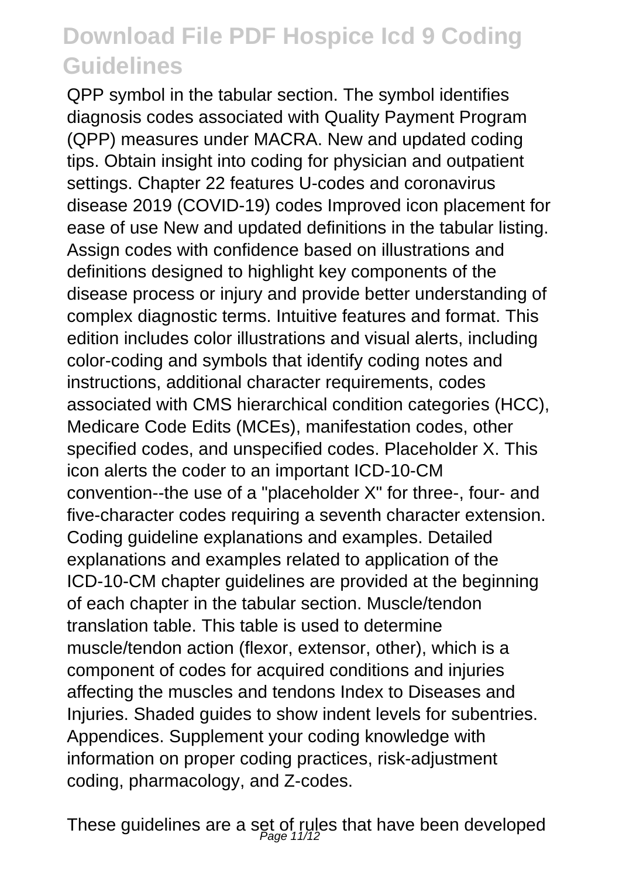QPP symbol in the tabular section. The symbol identifies diagnosis codes associated with Quality Payment Program (QPP) measures under MACRA. New and updated coding tips. Obtain insight into coding for physician and outpatient settings. Chapter 22 features U-codes and coronavirus disease 2019 (COVID-19) codes Improved icon placement for ease of use New and updated definitions in the tabular listing. Assign codes with confidence based on illustrations and definitions designed to highlight key components of the disease process or injury and provide better understanding of complex diagnostic terms. Intuitive features and format. This edition includes color illustrations and visual alerts, including color-coding and symbols that identify coding notes and instructions, additional character requirements, codes associated with CMS hierarchical condition categories (HCC), Medicare Code Edits (MCEs), manifestation codes, other specified codes, and unspecified codes. Placeholder X. This icon alerts the coder to an important ICD-10-CM convention--the use of a "placeholder X" for three-, four- and five-character codes requiring a seventh character extension. Coding guideline explanations and examples. Detailed explanations and examples related to application of the ICD-10-CM chapter guidelines are provided at the beginning of each chapter in the tabular section. Muscle/tendon translation table. This table is used to determine muscle/tendon action (flexor, extensor, other), which is a component of codes for acquired conditions and injuries affecting the muscles and tendons Index to Diseases and Injuries. Shaded guides to show indent levels for subentries. Appendices. Supplement your coding knowledge with information on proper coding practices, risk-adjustment coding, pharmacology, and Z-codes.

These guidelines are a set of rules that have been developed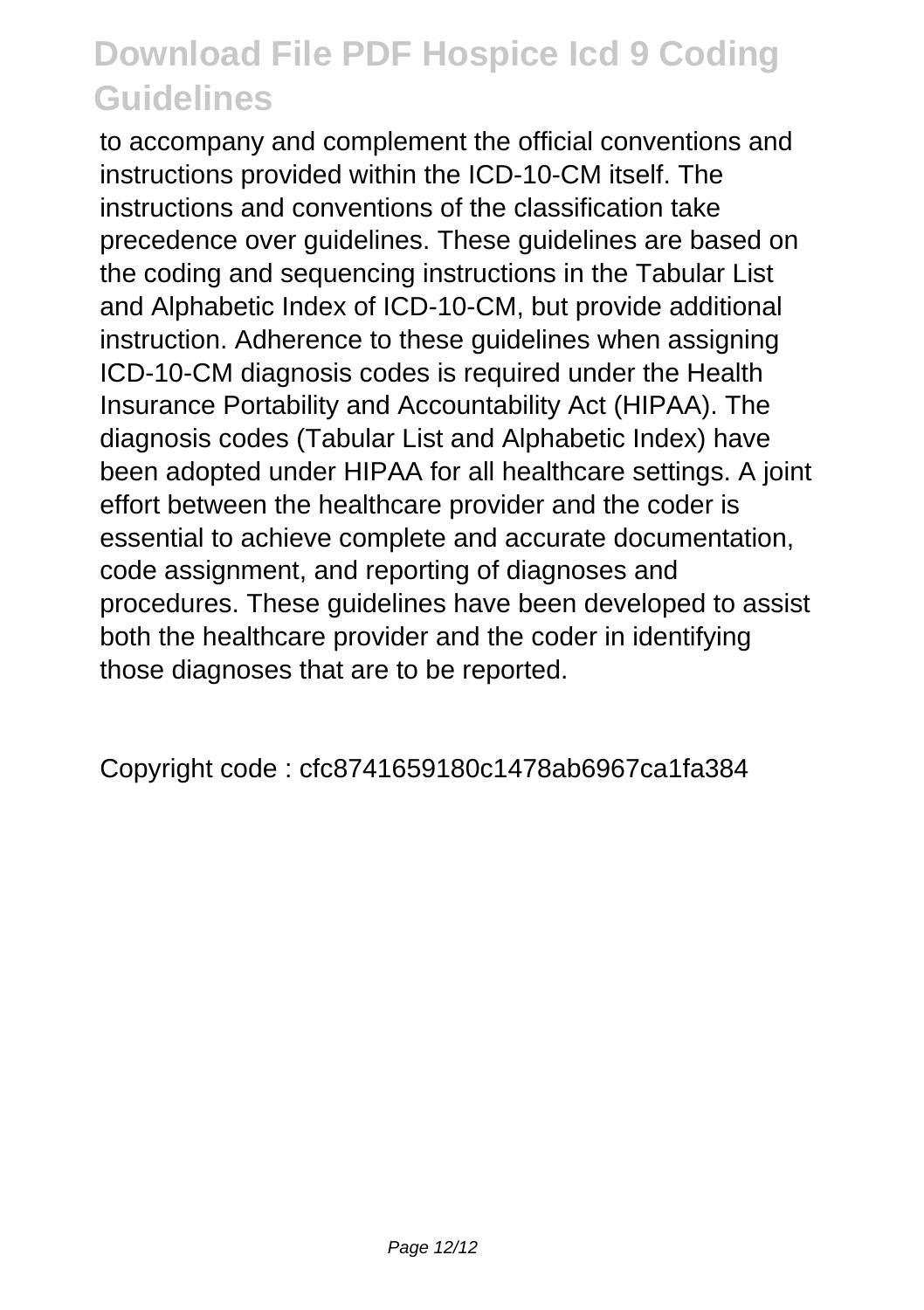to accompany and complement the official conventions and instructions provided within the ICD-10-CM itself. The instructions and conventions of the classification take precedence over guidelines. These guidelines are based on the coding and sequencing instructions in the Tabular List and Alphabetic Index of ICD-10-CM, but provide additional instruction. Adherence to these guidelines when assigning ICD-10-CM diagnosis codes is required under the Health Insurance Portability and Accountability Act (HIPAA). The diagnosis codes (Tabular List and Alphabetic Index) have been adopted under HIPAA for all healthcare settings. A joint effort between the healthcare provider and the coder is essential to achieve complete and accurate documentation, code assignment, and reporting of diagnoses and procedures. These guidelines have been developed to assist both the healthcare provider and the coder in identifying those diagnoses that are to be reported.

Copyright code : cfc8741659180c1478ab6967ca1fa384